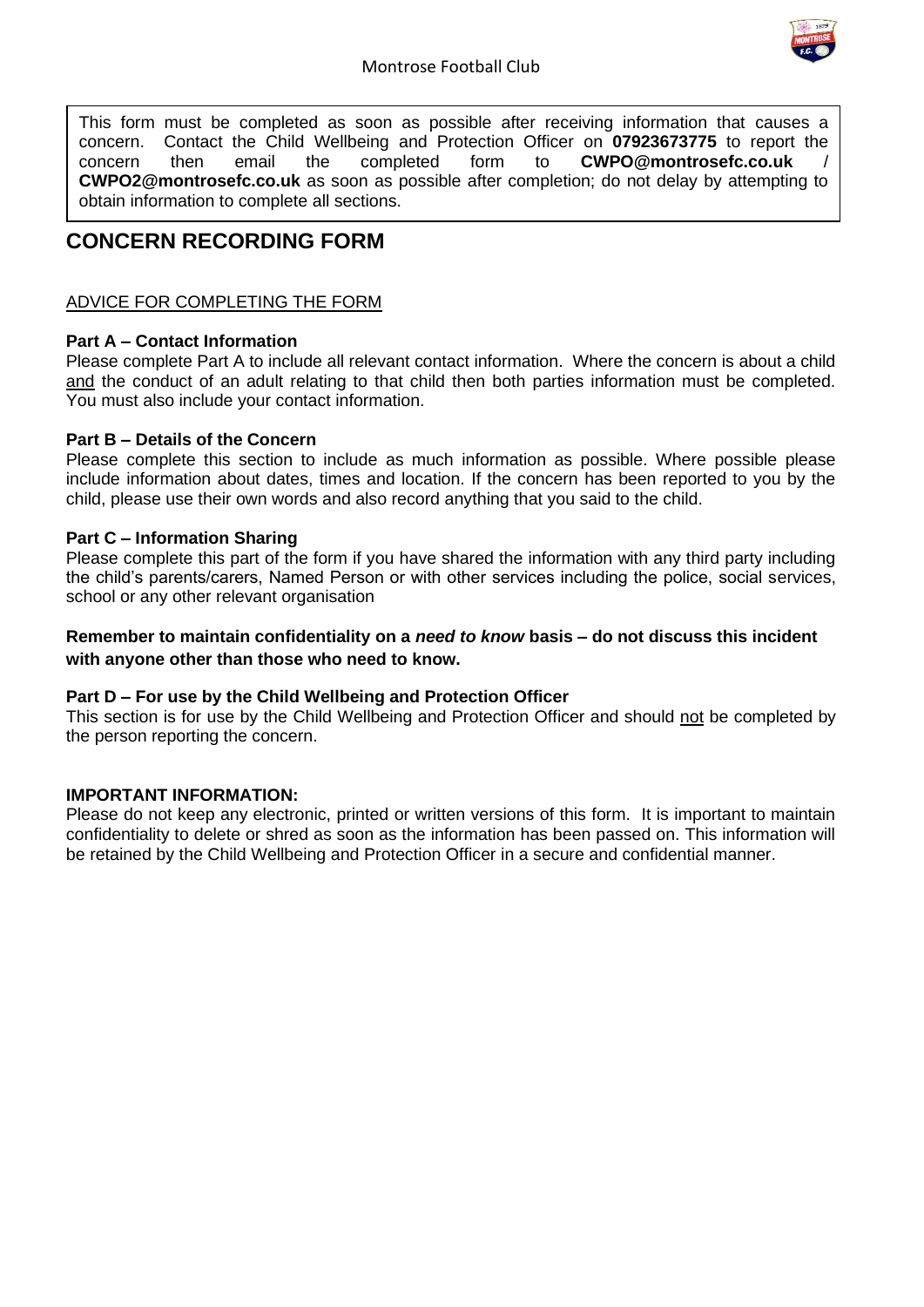Montrose Football Club

This form must be completed as soon as possible after receiving information that causes a concern. Contact the Child Wellbeing and Protection Officer on **07923673775** to report the concern then email the completed form to **CWPO@montrosefc.co.uk** / **CWPO2@montrosefc.co.uk** as soon as possible after completion; do not delay by attempting to obtain information to complete all sections.

# CONCERN RECORDING FORM

## ADVICE FOR COMPLETING THE FORM

**Part A – Contact Information**

Please complete Part A to include all relevant contact information. Where the concern is about a child and the conduct of an adult relating to that child then both parties information must be completed. You must also include your contact information.

**Part B – Details of the Concern**

Please complete this section to include as much information as possible. Where possible please include information about dates, times and location. If the concern has been reported to you by the child, please use their own words and also record anything that you said to the child.

**Part C – Information Sharing**

Please complete this part of the form if you have shared the information with any third party including the child's parents/carers, Named Person or with other services including the police, social services, school or any other relevant organisation

**Remember to maintain confidentiality on a *need to know* basis – do not discuss this incident with anyone other than those who need to know.**

**Part D – For use by the Child Wellbeing and Protection Officer**

This section is for use by the Child Wellbeing and Protection Officer and should not be completed by the person reporting the concern.

**IMPORTANT INFORMATION:**

Please do not keep any electronic, printed or written versions of this form. It is important to maintain confidentiality to delete or shred as soon as the information has been passed on. This information will be retained by the Child Wellbeing and Protection Officer in a secure and confidential manner.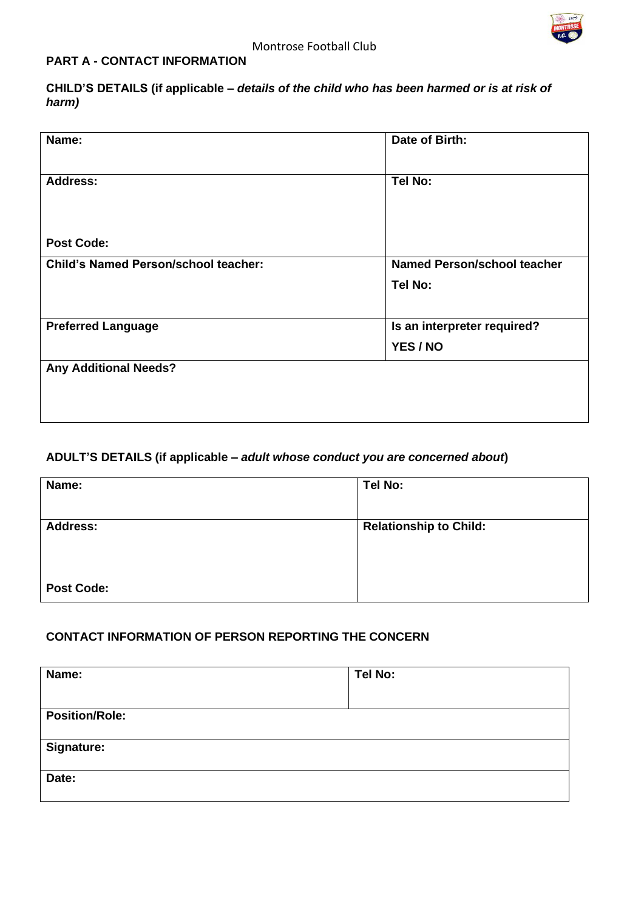Montrose Football Club

**PART A - CONTACT INFORMATION**

**CHILD'S DETAILS (if applicable –** ***details of the child who has been harmed or is at risk of harm)***

| **Name:** | **Date of Birth:** |
|---|---|
| **Address:**<br><br>**Post Code:** | **Tel No:** |
| **Child's Named Person/school teacher:** | **Named Person/school teacher Tel No:** |
| **Preferred Language** | **Is an interpreter required? YES / NO** |
| **Any Additional Needs?** | |

**ADULT'S DETAILS (if applicable –** ***adult whose conduct you are concerned about*****)**

| **Name:** | **Tel No:** |
|---|---|
| **Address:**<br><br>**Post Code:** | **Relationship to Child:** |

**CONTACT INFORMATION OF PERSON REPORTING THE CONCERN**

| **Name:** | **Tel No:** |
|---|---|
| **Position/Role:** | |
| **Signature:** | |
| **Date:** | |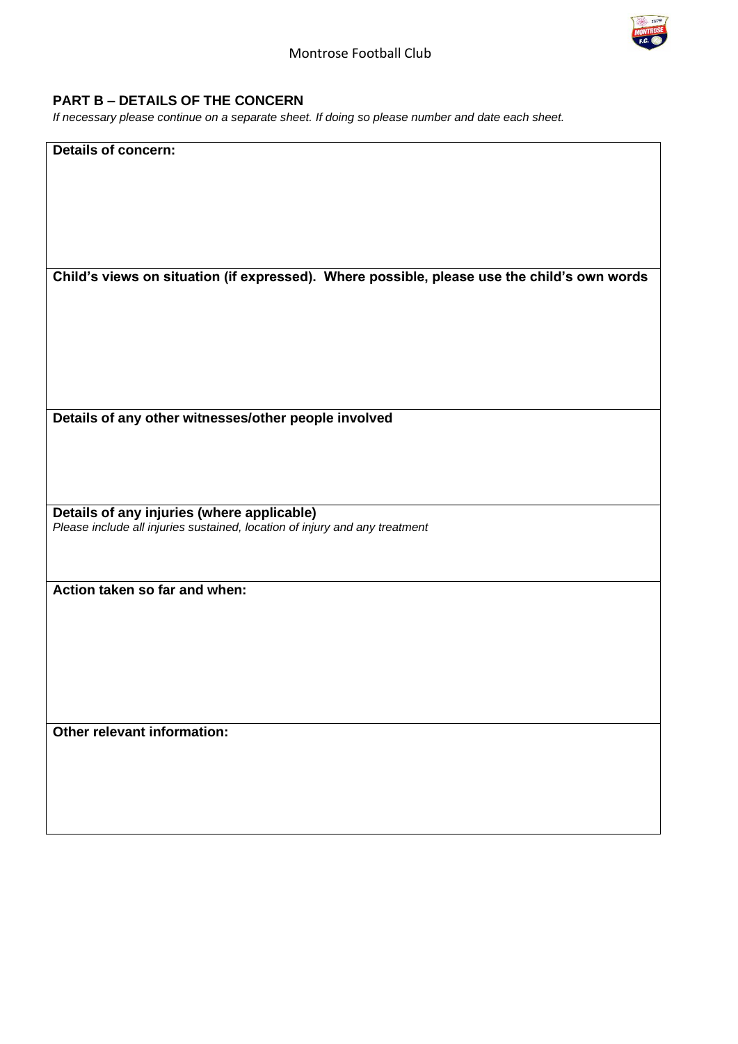## PART B – DETAILS OF THE CONCERN

*If necessary please continue on a separate sheet. If doing so please number and date each sheet.*

| **Details of concern:** |
|---|
| **Child's views on situation (if expressed). Where possible, please use the child's own words** |
| **Details of any other witnesses/other people involved** |
| **Details of any injuries (where applicable)** *Please include all injuries sustained, location of injury and any treatment* |
| **Action taken so far and when:** |
| **Other relevant information:** |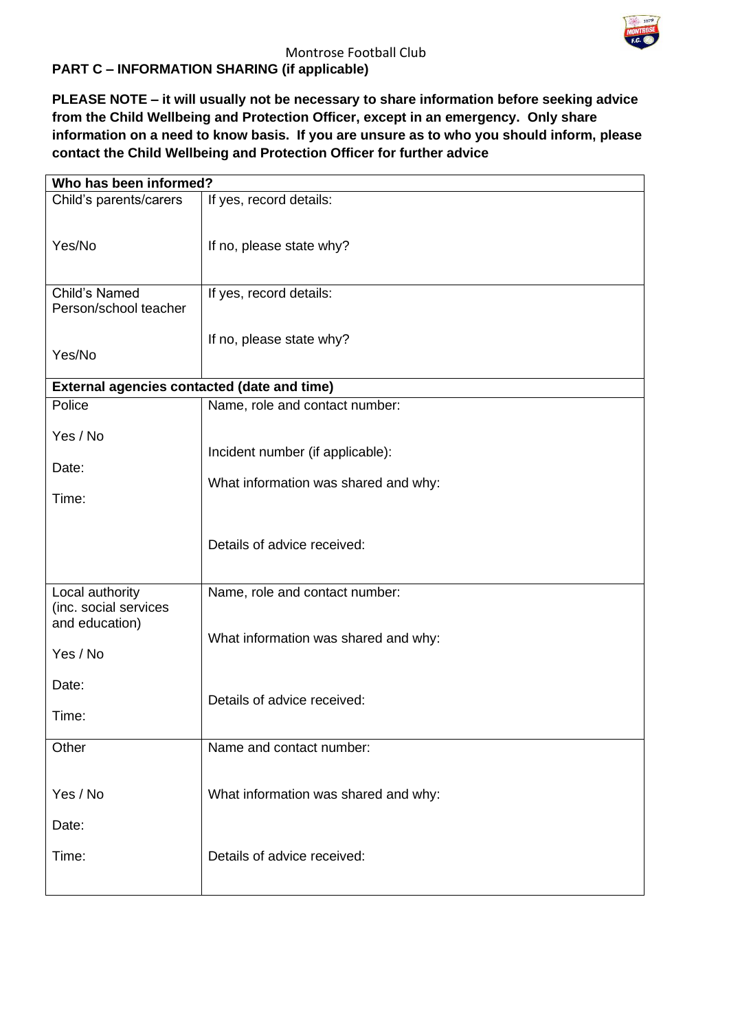Montrose Football Club

**PART C – INFORMATION SHARING (if applicable)**

**PLEASE NOTE – it will usually not be necessary to share information before seeking advice from the Child Wellbeing and Protection Officer, except in an emergency. Only share information on a need to know basis. If you are unsure as to who you should inform, please contact the Child Wellbeing and Protection Officer for further advice**

| **Who has been informed?** | |
|---|---|
| Child's parents/carers<br><br>Yes/No | If yes, record details:<br><br>If no, please state why? |
| Child's Named Person/school teacher<br><br>Yes/No | If yes, record details:<br><br>If no, please state why? |
| **External agencies contacted (date and time)** | |
| Police<br><br>Yes / No<br><br>Date:<br><br>Time: | Name, role and contact number:<br><br>Incident number (if applicable):<br><br>What information was shared and why:<br><br>Details of advice received: |
| Local authority (inc. social services and education)<br><br>Yes / No<br><br>Date:<br><br>Time: | Name, role and contact number:<br><br>What information was shared and why:<br><br>Details of advice received: |
| Other<br><br>Yes / No<br><br>Date:<br><br>Time: | Name and contact number:<br><br>What information was shared and why:<br><br>Details of advice received: |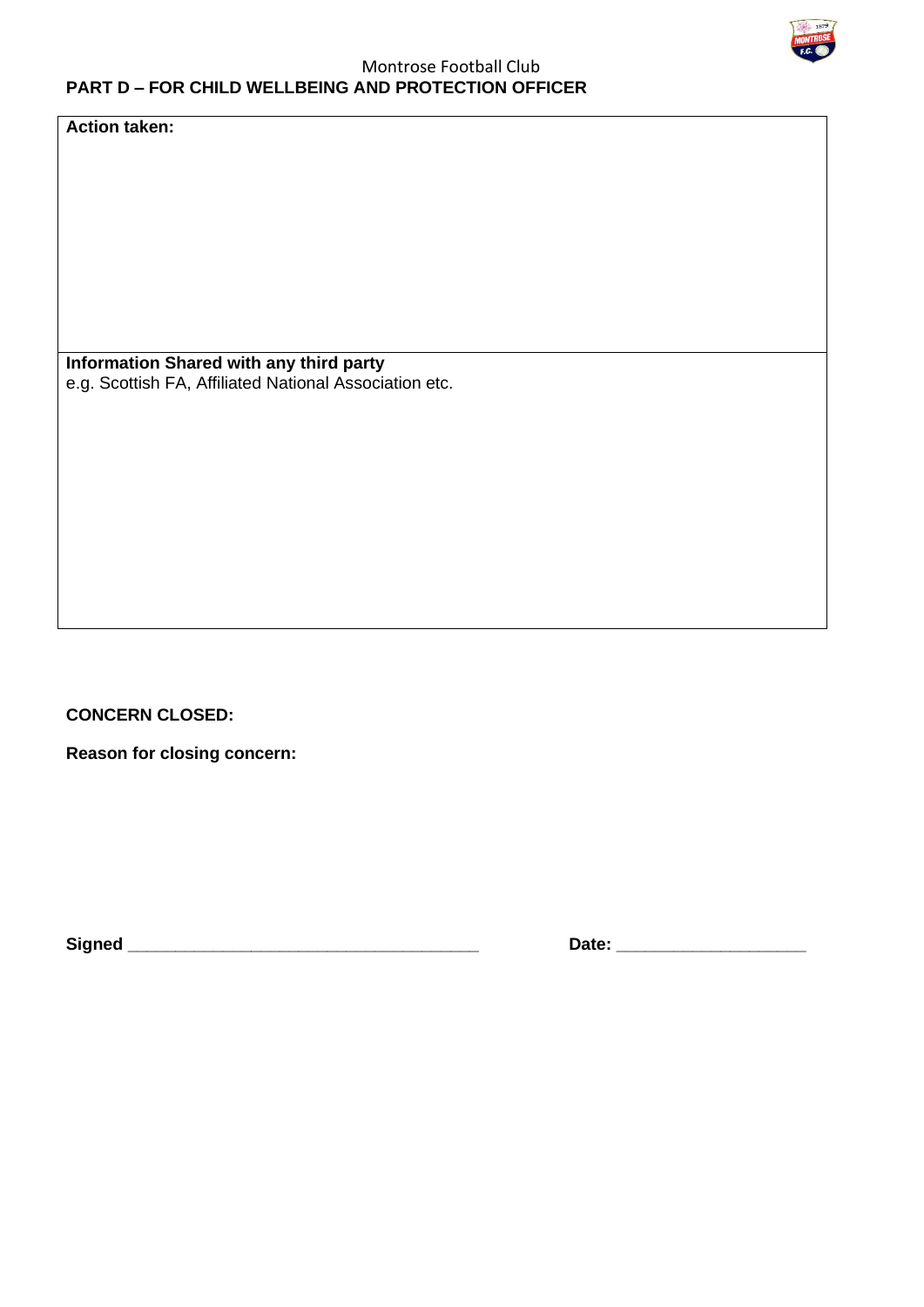Montrose Football Club

## PART D – FOR CHILD WELLBEING AND PROTECTION OFFICER

**Action taken:**

**Information Shared with any third party**
e.g. Scottish FA, Affiliated National Association etc.

**CONCERN CLOSED:**

**Reason for closing concern:**

**Signed** ______________________________________ **Date:** ____________________